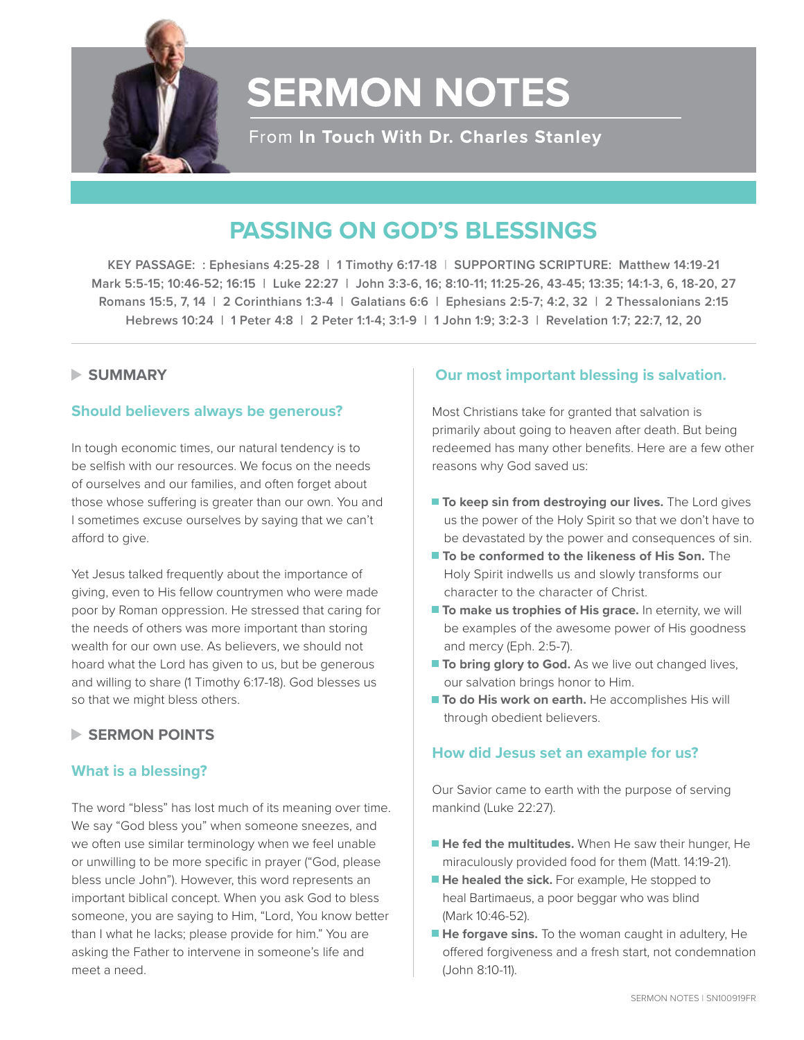# SERMON NOTES

From **In Touch With Dr. Charles Stanley**

## PASSING ON GOD'S BLESSINGS

**KEY PASSAGE: : Ephesians 4:25-28 | 1 Timothy 6:17-18 | SUPPORTING SCRIPTURE: Matthew 14:19-21 Mark 5:5-15; 10:46-52; 16:15 | Luke 22:27 | John 3:3-6, 16; 8:10-11; 11:25-26, 43-45; 13:35; 14:1-3, 6, 18-20, 27 Romans 15:5, 7, 14 | 2 Corinthians 1:3-4 | Galatians 6:6 | Ephesians 2:5-7; 4:2, 32 | 2 Thessalonians 2:15 Hebrews 10:24 | 1 Peter 4:8 | 2 Peter 1:1-4; 3:1-9 | 1 John 1:9; 3:2-3 | Revelation 1:7; 22:7, 12, 20**

### SUMMARY

#### Should believers always be generous?

In tough economic times, our natural tendency is to be selfish with our resources. We focus on the needs of ourselves and our families, and often forget about those whose suffering is greater than our own. You and I sometimes excuse ourselves by saying that we can't afford to give.

Yet Jesus talked frequently about the importance of giving, even to His fellow countrymen who were made poor by Roman oppression. He stressed that caring for the needs of others was more important than storing wealth for our own use. As believers, we should not hoard what the Lord has given to us, but be generous and willing to share (1 Timothy 6:17-18). God blesses us so that we might bless others.

### SERMON POINTS

#### What is a blessing?

The word "bless" has lost much of its meaning over time. We say "God bless you" when someone sneezes, and we often use similar terminology when we feel unable or unwilling to be more specific in prayer ("God, please bless uncle John"). However, this word represents an important biblical concept. When you ask God to bless someone, you are saying to Him, "Lord, You know better than I what he lacks; please provide for him." You are asking the Father to intervene in someone's life and meet a need.

#### Our most important blessing is salvation.

Most Christians take for granted that salvation is primarily about going to heaven after death. But being redeemed has many other benefits. Here are a few other reasons why God saved us:

- **To keep sin from destroying our lives.** The Lord gives us the power of the Holy Spirit so that we don't have to be devastated by the power and consequences of sin.
- **To be conformed to the likeness of His Son.** The Holy Spirit indwells us and slowly transforms our character to the character of Christ.
- **To make us trophies of His grace.** In eternity, we will be examples of the awesome power of His goodness and mercy (Eph. 2:5-7).
- **To bring glory to God.** As we live out changed lives, our salvation brings honor to Him.
- **To do His work on earth.** He accomplishes His will through obedient believers.

#### How did Jesus set an example for us?

Our Savior came to earth with the purpose of serving mankind (Luke 22:27).

- **He fed the multitudes.** When He saw their hunger, He miraculously provided food for them (Matt. 14:19-21).
- **He healed the sick.** For example, He stopped to heal Bartimaeus, a poor beggar who was blind (Mark 10:46-52).
- **He forgave sins.** To the woman caught in adultery, He offered forgiveness and a fresh start, not condemnation (John 8:10-11).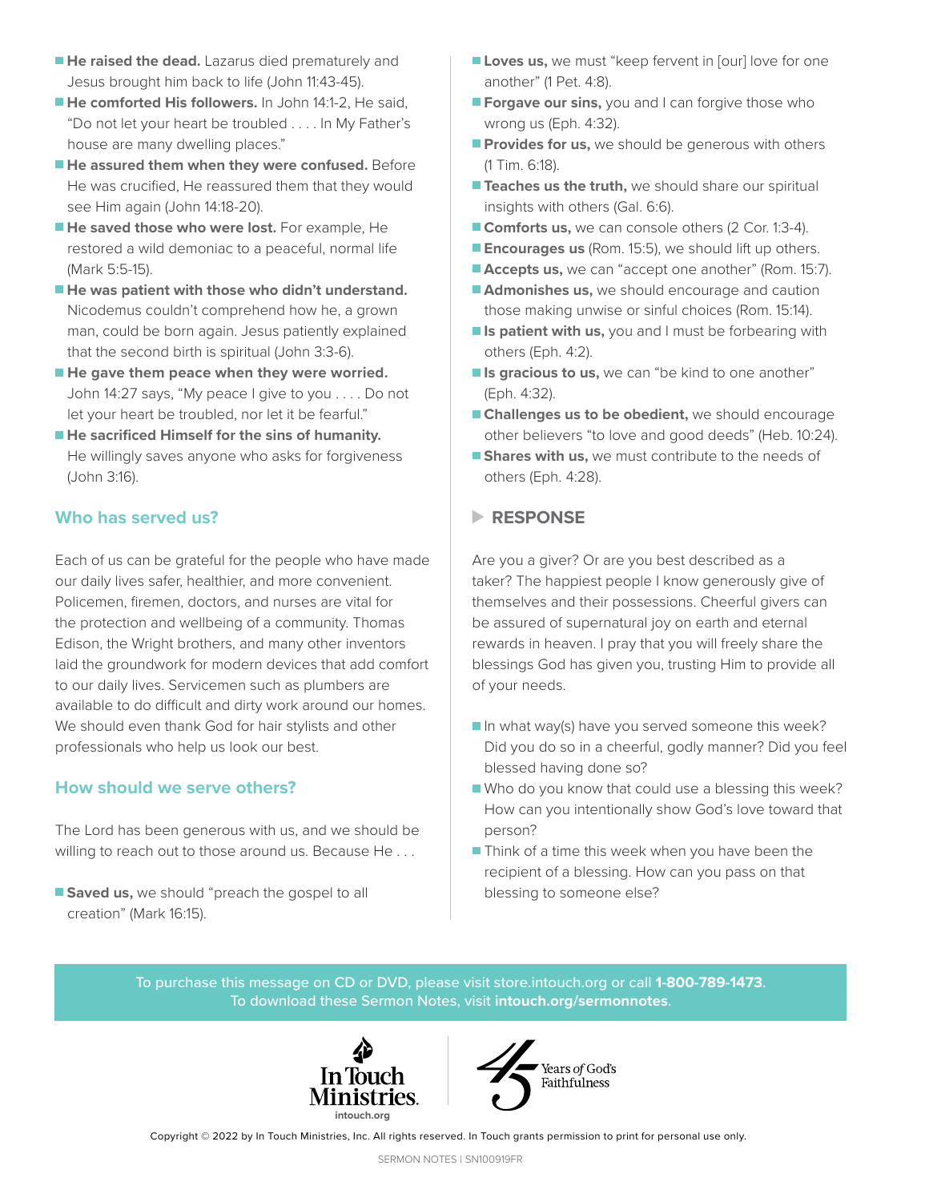- **He raised the dead.** Lazarus died prematurely and Jesus brought him back to life (John 11:43-45).
- **He comforted His followers.** In John 14:1-2, He said, "Do not let your heart be troubled . . . . In My Father's house are many dwelling places."
- **He assured them when they were confused.** Before He was crucified, He reassured them that they would see Him again (John 14:18-20).
- **He saved those who were lost.** For example, He restored a wild demoniac to a peaceful, normal life (Mark 5:5-15).
- **He was patient with those who didn't understand.** Nicodemus couldn't comprehend how he, a grown man, could be born again. Jesus patiently explained that the second birth is spiritual (John 3:3-6).
- **He gave them peace when they were worried.** John 14:27 says, "My peace I give to you . . . . Do not let your heart be troubled, nor let it be fearful."
- **He sacrificed Himself for the sins of humanity.** He willingly saves anyone who asks for forgiveness (John 3:16).

## Who has served us?

Each of us can be grateful for the people who have made our daily lives safer, healthier, and more convenient. Policemen, firemen, doctors, and nurses are vital for the protection and wellbeing of a community. Thomas Edison, the Wright brothers, and many other inventors laid the groundwork for modern devices that add comfort to our daily lives. Servicemen such as plumbers are available to do difficult and dirty work around our homes. We should even thank God for hair stylists and other professionals who help us look our best.

## How should we serve others?

The Lord has been generous with us, and we should be willing to reach out to those around us. Because He . . .

- **Saved us,** we should "preach the gospel to all creation" (Mark 16:15).
- **Loves us,** we must "keep fervent in [our] love for one another" (1 Pet. 4:8).
- **Forgave our sins,** you and I can forgive those who wrong us (Eph. 4:32).
- **Provides for us,** we should be generous with others (1 Tim. 6:18).
- **Teaches us the truth,** we should share our spiritual insights with others (Gal. 6:6).
- **Comforts us,** we can console others (2 Cor. 1:3-4).
- **Encourages us** (Rom. 15:5), we should lift up others.
- **Accepts us,** we can "accept one another" (Rom. 15:7).
- **Admonishes us,** we should encourage and caution those making unwise or sinful choices (Rom. 15:14).
- **Is patient with us,** you and I must be forbearing with others (Eph. 4:2).
- **Is gracious to us,** we can "be kind to one another" (Eph. 4:32).
- **Challenges us to be obedient,** we should encourage other believers "to love and good deeds" (Heb. 10:24).
- **Shares with us,** we must contribute to the needs of others (Eph. 4:28).

## RESPONSE

Are you a giver? Or are you best described as a taker? The happiest people I know generously give of themselves and their possessions. Cheerful givers can be assured of supernatural joy on earth and eternal rewards in heaven. I pray that you will freely share the blessings God has given you, trusting Him to provide all of your needs.

- In what way(s) have you served someone this week? Did you do so in a cheerful, godly manner? Did you feel blessed having done so?
- Who do you know that could use a blessing this week? How can you intentionally show God's love toward that person?
- Think of a time this week when you have been the recipient of a blessing. How can you pass on that blessing to someone else?

To purchase this message on CD or DVD, please visit store.intouch.org or call **1-800-789-1473**.
To download these Sermon Notes, visit **intouch.org/sermonnotes**.

In Touch Ministries. intouch.org

45 Years of God's Faithfulness

Copyright © 2022 by In Touch Ministries, Inc. All rights reserved. In Touch grants permission to print for personal use only.

SERMON NOTES | SN100919FR